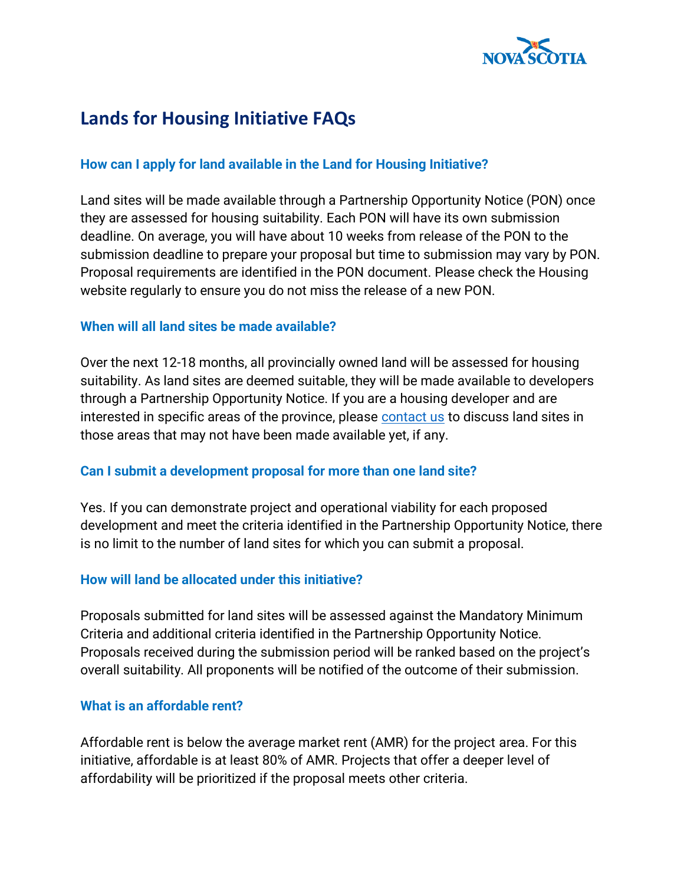# Lands for Housing Initiative FAQs

### How can I apply for land available in the Land for Housing Initiative?

Land sites will be made available through a Partnership Opportunity Notice (PON) once they are assessed for housing suitability. Each PON will have its own submission deadline. On average, you will have about 10 weeks from release of the PON to the submission deadline to prepare your proposal but time to submission may vary by PON. Proposal requirements are identified in the PON document. Please check the Housing website regularly to ensure you do not miss the release of a new PON.

### When will all land sites be made available?

Over the next 12-18 months, all provincially owned land will be assessed for housing suitability. As land sites are deemed suitable, they will be made available to developers through a Partnership Opportunity Notice. If you are a housing developer and are interested in specific areas of the province, please contact us to discuss land sites in those areas that may not have been made available yet, if any.

### Can I submit a development proposal for more than one land site?

Yes. If you can demonstrate project and operational viability for each proposed development and meet the criteria identified in the Partnership Opportunity Notice, there is no limit to the number of land sites for which you can submit a proposal.

### How will land be allocated under this initiative?

Proposals submitted for land sites will be assessed against the Mandatory Minimum Criteria and additional criteria identified in the Partnership Opportunity Notice. Proposals received during the submission period will be ranked based on the project's overall suitability. All proponents will be notified of the outcome of their submission.

### What is an affordable rent?

Affordable rent is below the average market rent (AMR) for the project area. For this initiative, affordable is at least 80% of AMR. Projects that offer a deeper level of affordability will be prioritized if the proposal meets other criteria.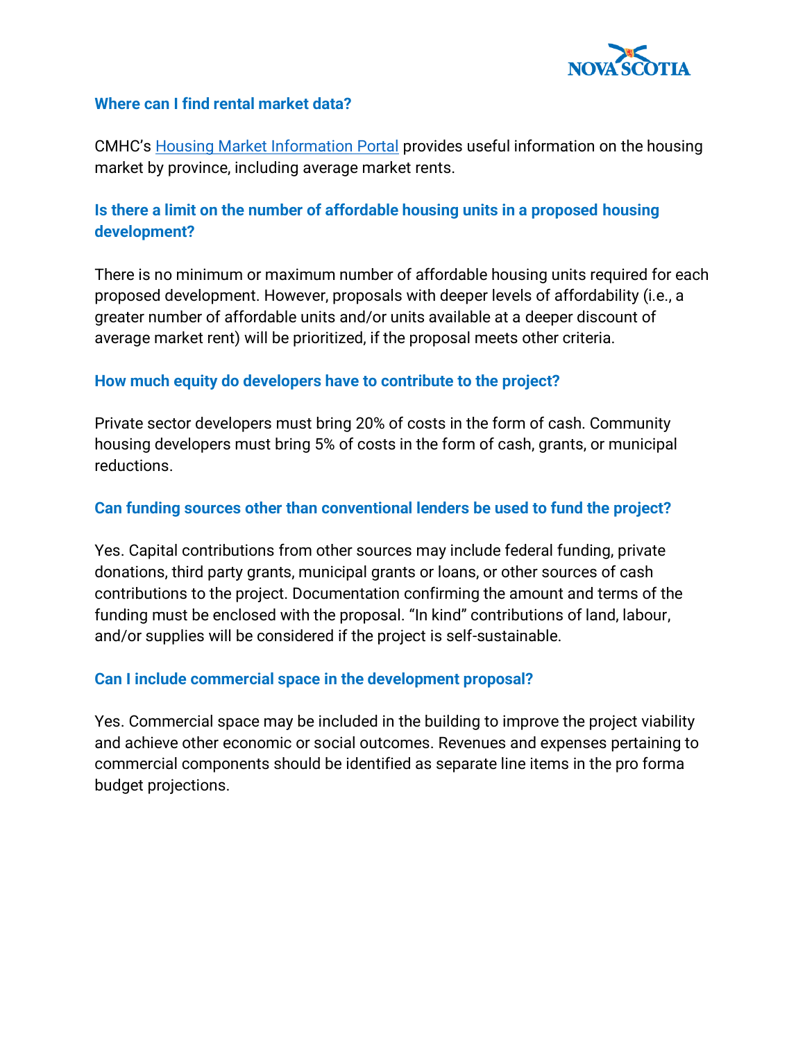### Where can I find rental market data?

CMHC's [Housing Market Information Portal](Housing Market Information Portal) provides useful information on the housing market by province, including average market rents.

### Is there a limit on the number of affordable housing units in a proposed housing development?

There is no minimum or maximum number of affordable housing units required for each proposed development. However, proposals with deeper levels of affordability (i.e., a greater number of affordable units and/or units available at a deeper discount of average market rent) will be prioritized, if the proposal meets other criteria.

### How much equity do developers have to contribute to the project?

Private sector developers must bring 20% of costs in the form of cash. Community housing developers must bring 5% of costs in the form of cash, grants, or municipal reductions.

### Can funding sources other than conventional lenders be used to fund the project?

Yes. Capital contributions from other sources may include federal funding, private donations, third party grants, municipal grants or loans, or other sources of cash contributions to the project. Documentation confirming the amount and terms of the funding must be enclosed with the proposal. "In kind" contributions of land, labour, and/or supplies will be considered if the project is self-sustainable.

### Can I include commercial space in the development proposal?

Yes. Commercial space may be included in the building to improve the project viability and achieve other economic or social outcomes. Revenues and expenses pertaining to commercial components should be identified as separate line items in the pro forma budget projections.